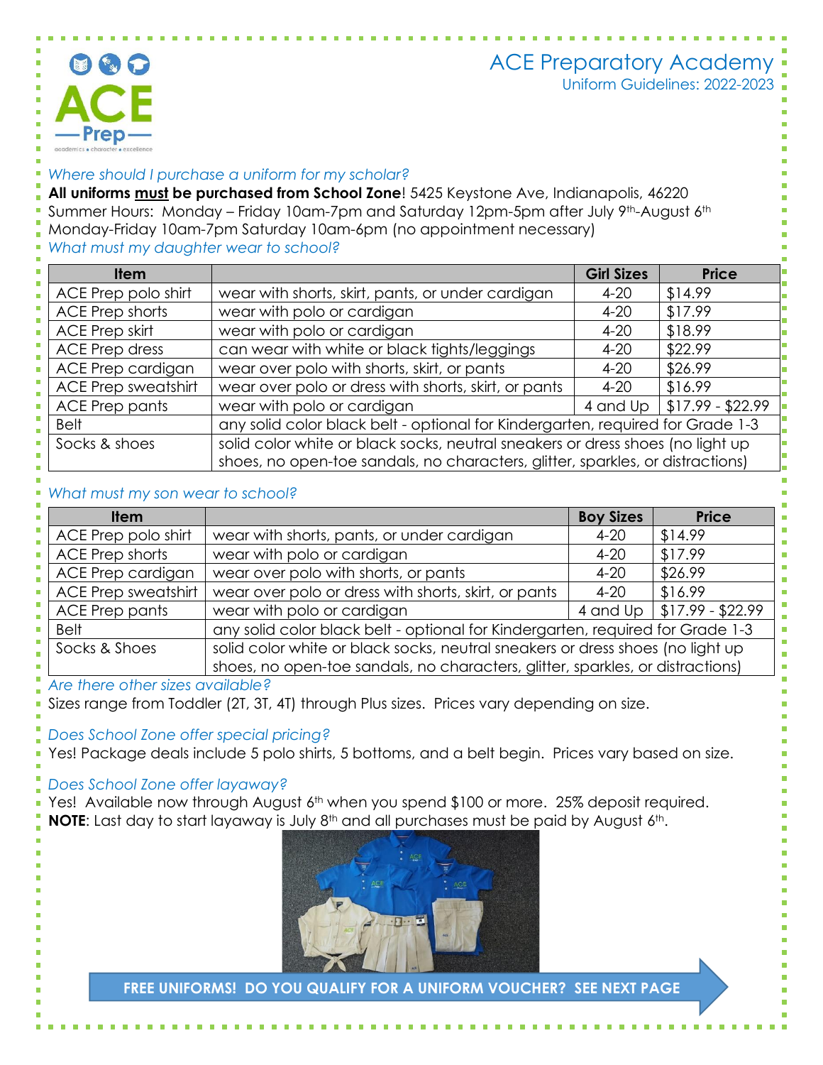# ACE Preparatory Academy

Uniform Guidelines: 2022-2023

*Where should I purchase a uniform for my scholar?*

**All uniforms must be purchased from School Zone**! 5425 Keystone Ave, Indianapolis, 46220

Summer Hours: Monday – Friday 10am-7pm and Saturday 12pm-5pm after July 9th-August 6th

Monday-Friday 10am-7pm Saturday 10am-6pm (no appointment necessary)

*What must my daughter wear to school?*

| Item | | Girl Sizes | Price |
|---|---|---|---|
| ACE Prep polo shirt | wear with shorts, skirt, pants, or under cardigan | 4-20 | $14.99 |
| ACE Prep shorts | wear with polo or cardigan | 4-20 | $17.99 |
| ACE Prep skirt | wear with polo or cardigan | 4-20 | $18.99 |
| ACE Prep dress | can wear with white or black tights/leggings | 4-20 | $22.99 |
| ACE Prep cardigan | wear over polo with shorts, skirt, or pants | 4-20 | $26.99 |
| ACE Prep sweatshirt | wear over polo or dress with shorts, skirt, or pants | 4-20 | $16.99 |
| ACE Prep pants | wear with polo or cardigan | 4 and Up | $17.99 - $22.99 |
| Belt | any solid color black belt - optional for Kindergarten, required for Grade 1-3 | | |
| Socks & shoes | solid color white or black socks, neutral sneakers or dress shoes (no light up shoes, no open-toe sandals, no characters, glitter, sparkles, or distractions) | | |

*What must my son wear to school?*

| Item | | Boy Sizes | Price |
|---|---|---|---|
| ACE Prep polo shirt | wear with shorts, pants, or under cardigan | 4-20 | $14.99 |
| ACE Prep shorts | wear with polo or cardigan | 4-20 | $17.99 |
| ACE Prep cardigan | wear over polo with shorts, or pants | 4-20 | $26.99 |
| ACE Prep sweatshirt | wear over polo or dress with shorts, skirt, or pants | 4-20 | $16.99 |
| ACE Prep pants | wear with polo or cardigan | 4 and Up | $17.99 - $22.99 |
| Belt | any solid color black belt - optional for Kindergarten, required for Grade 1-3 | | |
| Socks & Shoes | solid color white or black socks, neutral sneakers or dress shoes (no light up shoes, no open-toe sandals, no characters, glitter, sparkles, or distractions) | | |

*Are there other sizes available?*

Sizes range from Toddler (2T, 3T, 4T) through Plus sizes. Prices vary depending on size.

*Does School Zone offer special pricing?*

Yes! Package deals include 5 polo shirts, 5 bottoms, and a belt begin. Prices vary based on size.

*Does School Zone offer layaway?*

Yes! Available now through August 6th when you spend $100 or more. 25% deposit required.

**NOTE**: Last day to start layaway is July 8th and all purchases must be paid by August 6th.

**FREE UNIFORMS! DO YOU QUALIFY FOR A UNIFORM VOUCHER? SEE NEXT PAGE**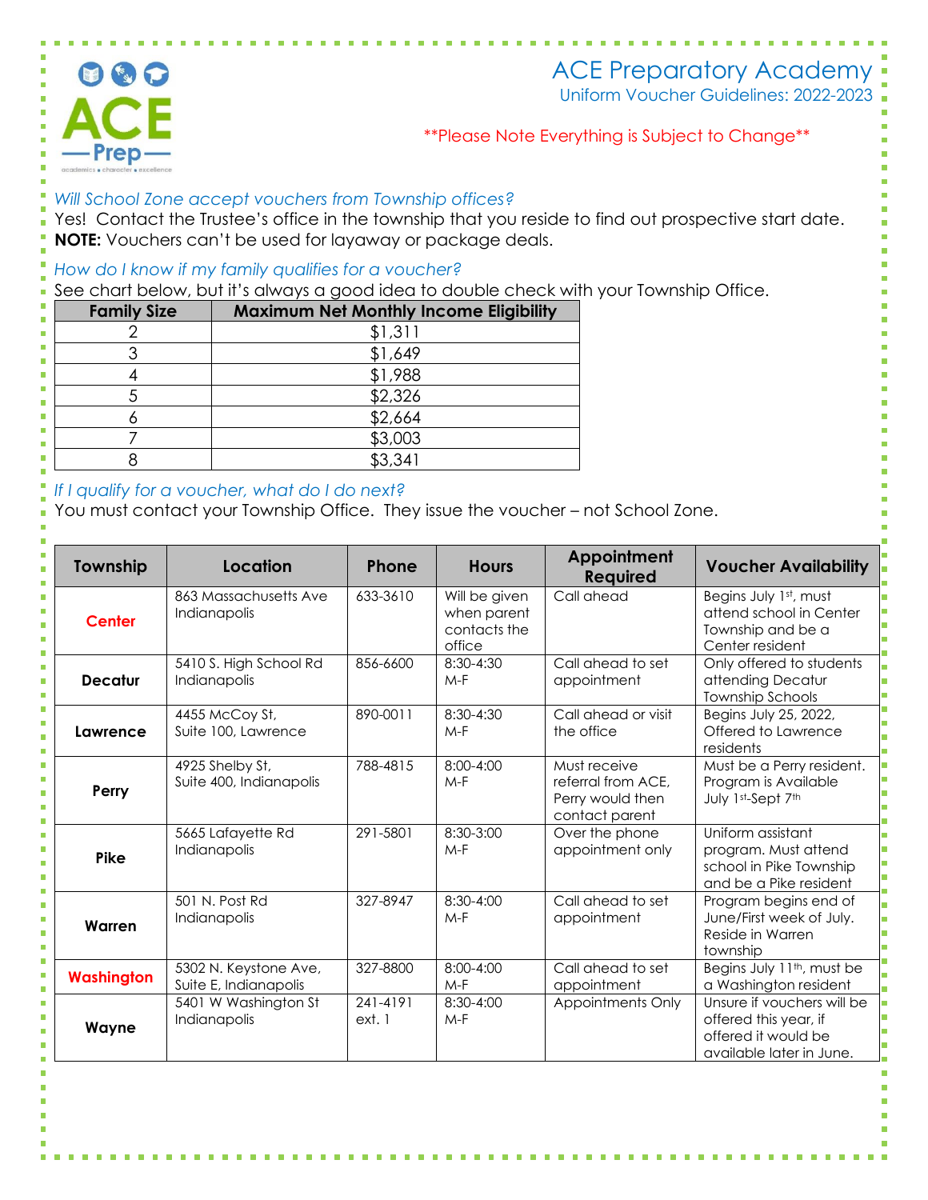# ACE Preparatory Academy

## Uniform Voucher Guidelines: 2022-2023

**Please Note Everything is Subject to Change**

*Will School Zone accept vouchers from Township offices?*

Yes! Contact the Trustee's office in the township that you reside to find out prospective start date.
**NOTE:** Vouchers can't be used for layaway or package deals.

*How do I know if my family qualifies for a voucher?*

See chart below, but it's always a good idea to double check with your Township Office.

| Family Size | Maximum Net Monthly Income Eligibility |
|---|---|
| 2 | $1,311 |
| 3 | $1,649 |
| 4 | $1,988 |
| 5 | $2,326 |
| 6 | $2,664 |
| 7 | $3,003 |
| 8 | $3,341 |

*If I qualify for a voucher, what do I do next?*

You must contact your Township Office. They issue the voucher – not School Zone.

| Township | Location | Phone | Hours | Appointment Required | Voucher Availability |
|---|---|---|---|---|---|
| Center | 863 Massachusetts Ave Indianapolis | 633-3610 | Will be given when parent contacts the office | Call ahead | Begins July 1st, must attend school in Center Township and be a Center resident |
| Decatur | 5410 S. High School Rd Indianapolis | 856-6600 | 8:30-4:30 M-F | Call ahead to set appointment | Only offered to students attending Decatur Township Schools |
| Lawrence | 4455 McCoy St, Suite 100, Lawrence | 890-0011 | 8:30-4:30 M-F | Call ahead or visit the office | Begins July 25, 2022, Offered to Lawrence residents |
| Perry | 4925 Shelby St, Suite 400, Indianapolis | 788-4815 | 8:00-4:00 M-F | Must receive referral from ACE, Perry would then contact parent | Must be a Perry resident. Program is Available July 1st-Sept 7th |
| Pike | 5665 Lafayette Rd Indianapolis | 291-5801 | 8:30-3:00 M-F | Over the phone appointment only | Uniform assistant program. Must attend school in Pike Township and be a Pike resident |
| Warren | 501 N. Post Rd Indianapolis | 327-8947 | 8:30-4:00 M-F | Call ahead to set appointment | Program begins end of June/First week of July. Reside in Warren township |
| Washington | 5302 N. Keystone Ave, Suite E, Indianapolis | 327-8800 | 8:00-4:00 M-F | Call ahead to set appointment | Begins July 11th, must be a Washington resident |
| Wayne | 5401 W Washington St Indianapolis | 241-4191 ext. 1 | 8:30-4:00 M-F | Appointments Only | Unsure if vouchers will be offered this year, if offered it would be available later in June. |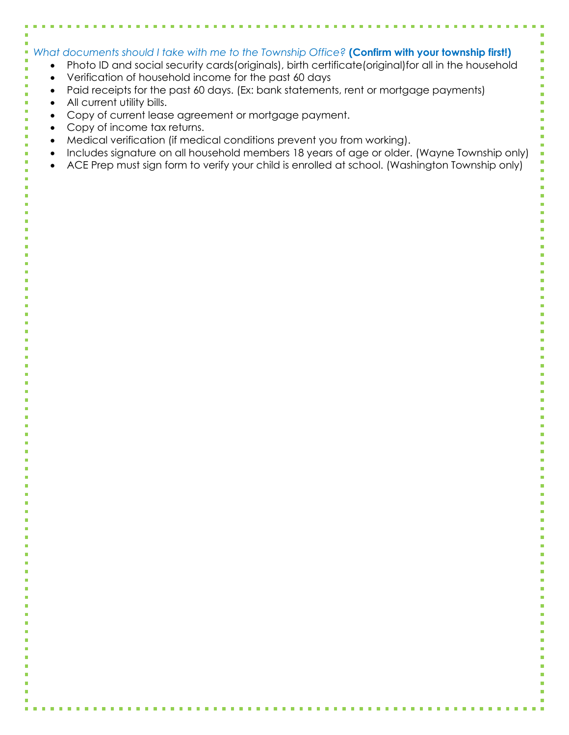*What documents should I take with me to the Township Office?* **(Confirm with your township first!)**

- Photo ID and social security cards(originals), birth certificate(original)for all in the household
- Verification of household income for the past 60 days
- Paid receipts for the past 60 days. (Ex: bank statements, rent or mortgage payments)
- All current utility bills.
- Copy of current lease agreement or mortgage payment.
- Copy of income tax returns.
- Medical verification (if medical conditions prevent you from working).
- Includes signature on all household members 18 years of age or older. (Wayne Township only)
- ACE Prep must sign form to verify your child is enrolled at school. (Washington Township only)